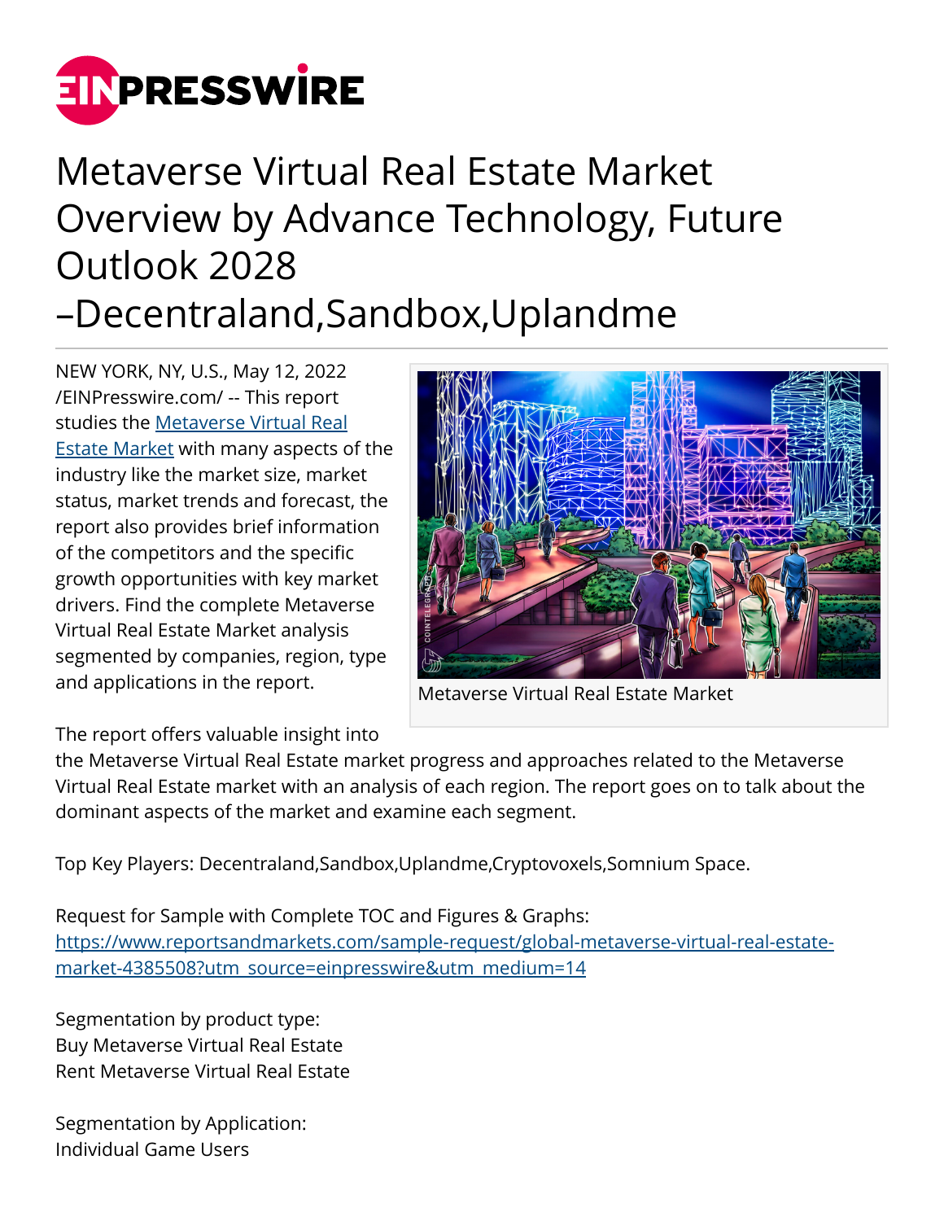# Metaverse Virtual Real Estate Market Overview by Advance Technology, Future Outlook 2028 –Decentraland,Sandbox,Uplandme

NEW YORK, NY, U.S., May 12, 2022 /EINPresswire.com/ -- This report studies the [Metaverse Virtual Real Estate Market](https://www.reportsandmarkets.com) with many aspects of the industry like the market size, market status, market trends and forecast, the report also provides brief information of the competitors and the specific growth opportunities with key market drivers. Find the complete Metaverse Virtual Real Estate Market analysis segmented by companies, region, type and applications in the report.

Metaverse Virtual Real Estate Market

The report offers valuable insight into the Metaverse Virtual Real Estate market progress and approaches related to the Metaverse Virtual Real Estate market with an analysis of each region. The report goes on to talk about the dominant aspects of the market and examine each segment.

Top Key Players: Decentraland,Sandbox,Uplandme,Cryptovoxels,Somnium Space.

Request for Sample with Complete TOC and Figures & Graphs:
[https://www.reportsandmarkets.com/sample-request/global-metaverse-virtual-real-estate-market-4385508?utm_source=einpresswire&utm_medium=14](https://www.reportsandmarkets.com/sample-request/global-metaverse-virtual-real-estate-market-4385508?utm_source=einpresswire&utm_medium=14)

Segmentation by product type:
Buy Metaverse Virtual Real Estate
Rent Metaverse Virtual Real Estate

Segmentation by Application:
Individual Game Users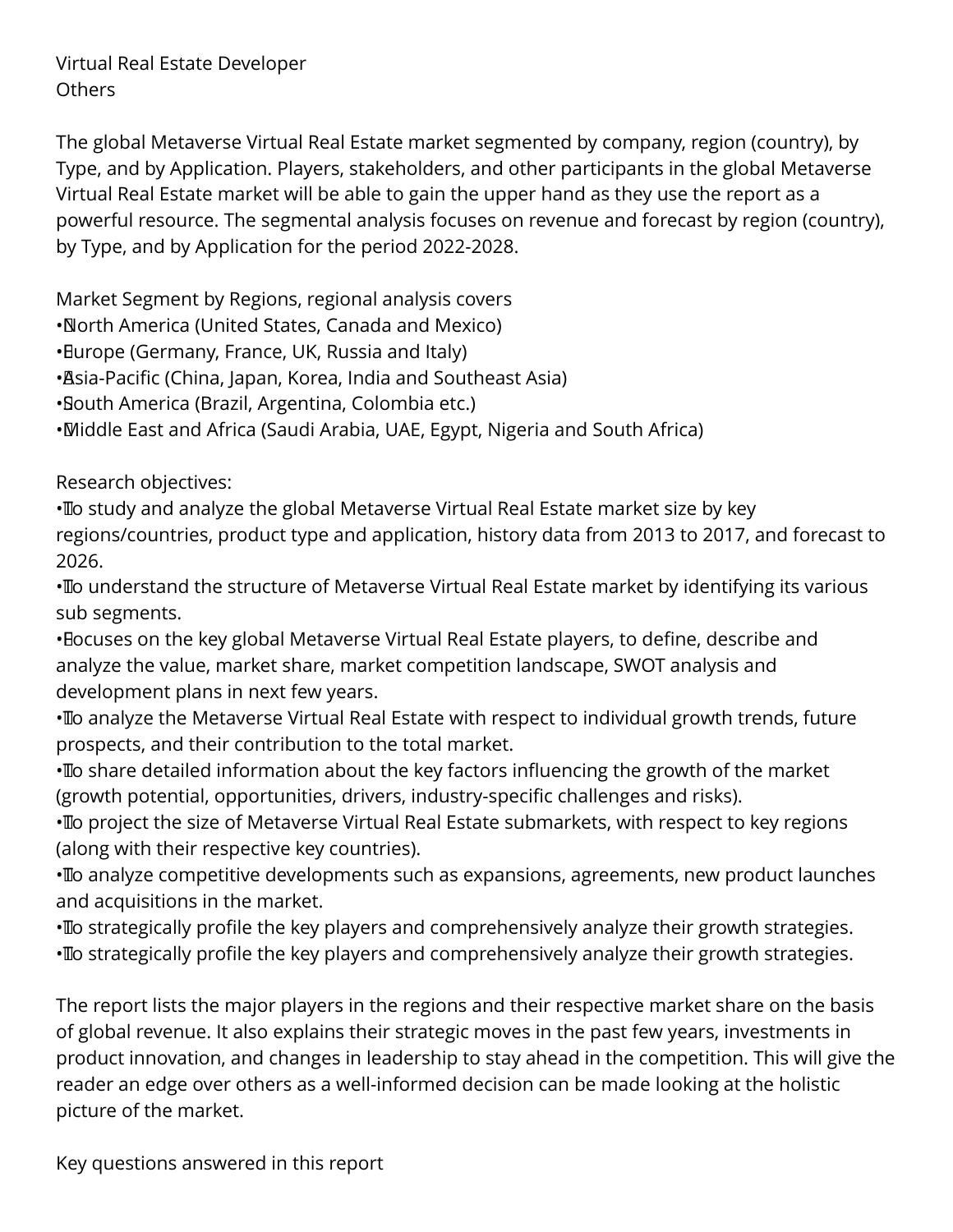Virtual Real Estate Developer
Others

The global Metaverse Virtual Real Estate market segmented by company, region (country), by Type, and by Application. Players, stakeholders, and other participants in the global Metaverse Virtual Real Estate market will be able to gain the upper hand as they use the report as a powerful resource. The segmental analysis focuses on revenue and forecast by region (country), by Type, and by Application for the period 2022-2028.

Market Segment by Regions, regional analysis covers

- North America (United States, Canada and Mexico)
- Europe (Germany, France, UK, Russia and Italy)
- Asia-Pacific (China, Japan, Korea, India and Southeast Asia)
- South America (Brazil, Argentina, Colombia etc.)
- Middle East and Africa (Saudi Arabia, UAE, Egypt, Nigeria and South Africa)

Research objectives:

- To study and analyze the global Metaverse Virtual Real Estate market size by key regions/countries, product type and application, history data from 2013 to 2017, and forecast to 2026.
- To understand the structure of Metaverse Virtual Real Estate market by identifying its various sub segments.
- Focuses on the key global Metaverse Virtual Real Estate players, to define, describe and analyze the value, market share, market competition landscape, SWOT analysis and development plans in next few years.
- To analyze the Metaverse Virtual Real Estate with respect to individual growth trends, future prospects, and their contribution to the total market.
- To share detailed information about the key factors influencing the growth of the market (growth potential, opportunities, drivers, industry-specific challenges and risks).
- To project the size of Metaverse Virtual Real Estate submarkets, with respect to key regions (along with their respective key countries).
- To analyze competitive developments such as expansions, agreements, new product launches and acquisitions in the market.
- To strategically profile the key players and comprehensively analyze their growth strategies.
- To strategically profile the key players and comprehensively analyze their growth strategies.

The report lists the major players in the regions and their respective market share on the basis of global revenue. It also explains their strategic moves in the past few years, investments in product innovation, and changes in leadership to stay ahead in the competition. This will give the reader an edge over others as a well-informed decision can be made looking at the holistic picture of the market.

Key questions answered in this report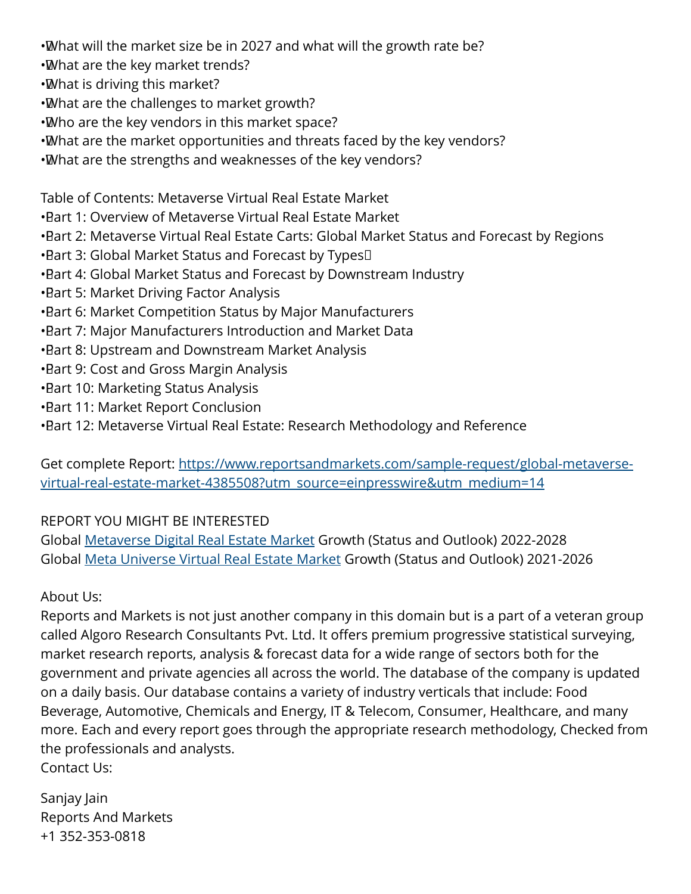- What will the market size be in 2027 and what will the growth rate be?
- What are the key market trends?
- What is driving this market?
- What are the challenges to market growth?
- Who are the key vendors in this market space?
- What are the market opportunities and threats faced by the key vendors?
- What are the strengths and weaknesses of the key vendors?

Table of Contents: Metaverse Virtual Real Estate Market

- Part 1: Overview of Metaverse Virtual Real Estate Market
- Part 2: Metaverse Virtual Real Estate Carts: Global Market Status and Forecast by Regions
- Part 3: Global Market Status and Forecast by Types
- Part 4: Global Market Status and Forecast by Downstream Industry
- Part 5: Market Driving Factor Analysis
- Part 6: Market Competition Status by Major Manufacturers
- Part 7: Major Manufacturers Introduction and Market Data
- Part 8: Upstream and Downstream Market Analysis
- Part 9: Cost and Gross Margin Analysis
- Part 10: Marketing Status Analysis
- Part 11: Market Report Conclusion
- Part 12: Metaverse Virtual Real Estate: Research Methodology and Reference

Get complete Report: [https://www.reportsandmarkets.com/sample-request/global-metaverse-virtual-real-estate-market-4385508?utm_source=einpresswire&utm_medium=14](https://www.reportsandmarkets.com/sample-request/global-metaverse-virtual-real-estate-market-4385508?utm_source=einpresswire&utm_medium=14)

REPORT YOU MIGHT BE INTERESTED
Global Metaverse Digital Real Estate Market Growth (Status and Outlook) 2022-2028
Global Meta Universe Virtual Real Estate Market Growth (Status and Outlook) 2021-2026

About Us:
Reports and Markets is not just another company in this domain but is a part of a veteran group called Algoro Research Consultants Pvt. Ltd. It offers premium progressive statistical surveying, market research reports, analysis & forecast data for a wide range of sectors both for the government and private agencies all across the world. The database of the company is updated on a daily basis. Our database contains a variety of industry verticals that include: Food Beverage, Automotive, Chemicals and Energy, IT & Telecom, Consumer, Healthcare, and many more. Each and every report goes through the appropriate research methodology, Checked from the professionals and analysts.
Contact Us:

Sanjay Jain
Reports And Markets
+1 352-353-0818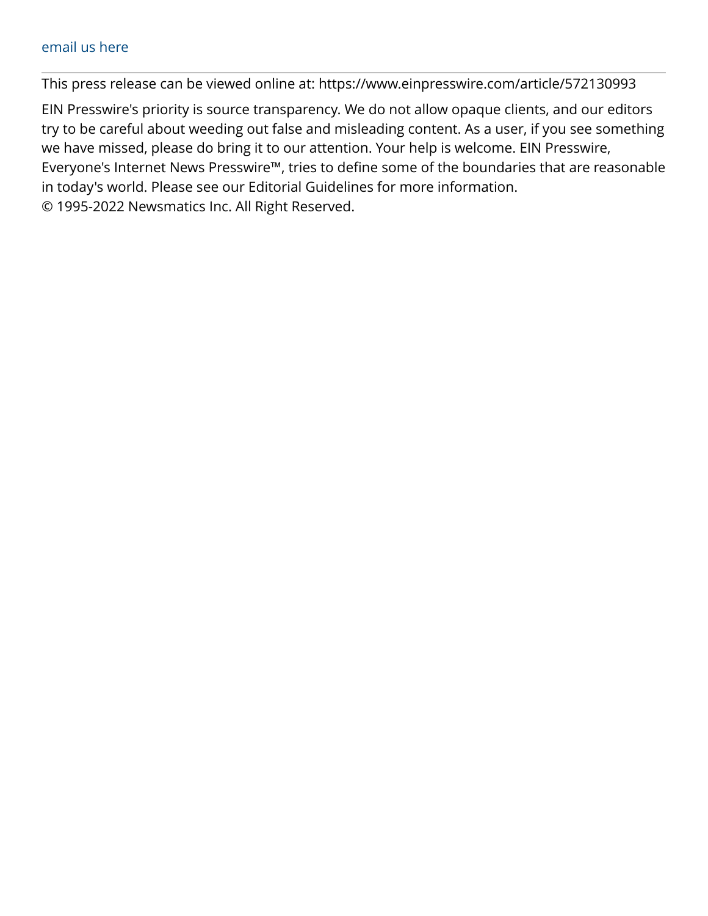email us here

---

This press release can be viewed online at: https://www.einpresswire.com/article/572130993

EIN Presswire's priority is source transparency. We do not allow opaque clients, and our editors try to be careful about weeding out false and misleading content. As a user, if you see something we have missed, please do bring it to our attention. Your help is welcome. EIN Presswire, Everyone's Internet News Presswire™, tries to define some of the boundaries that are reasonable in today's world. Please see our Editorial Guidelines for more information.
© 1995-2022 Newsmatics Inc. All Right Reserved.